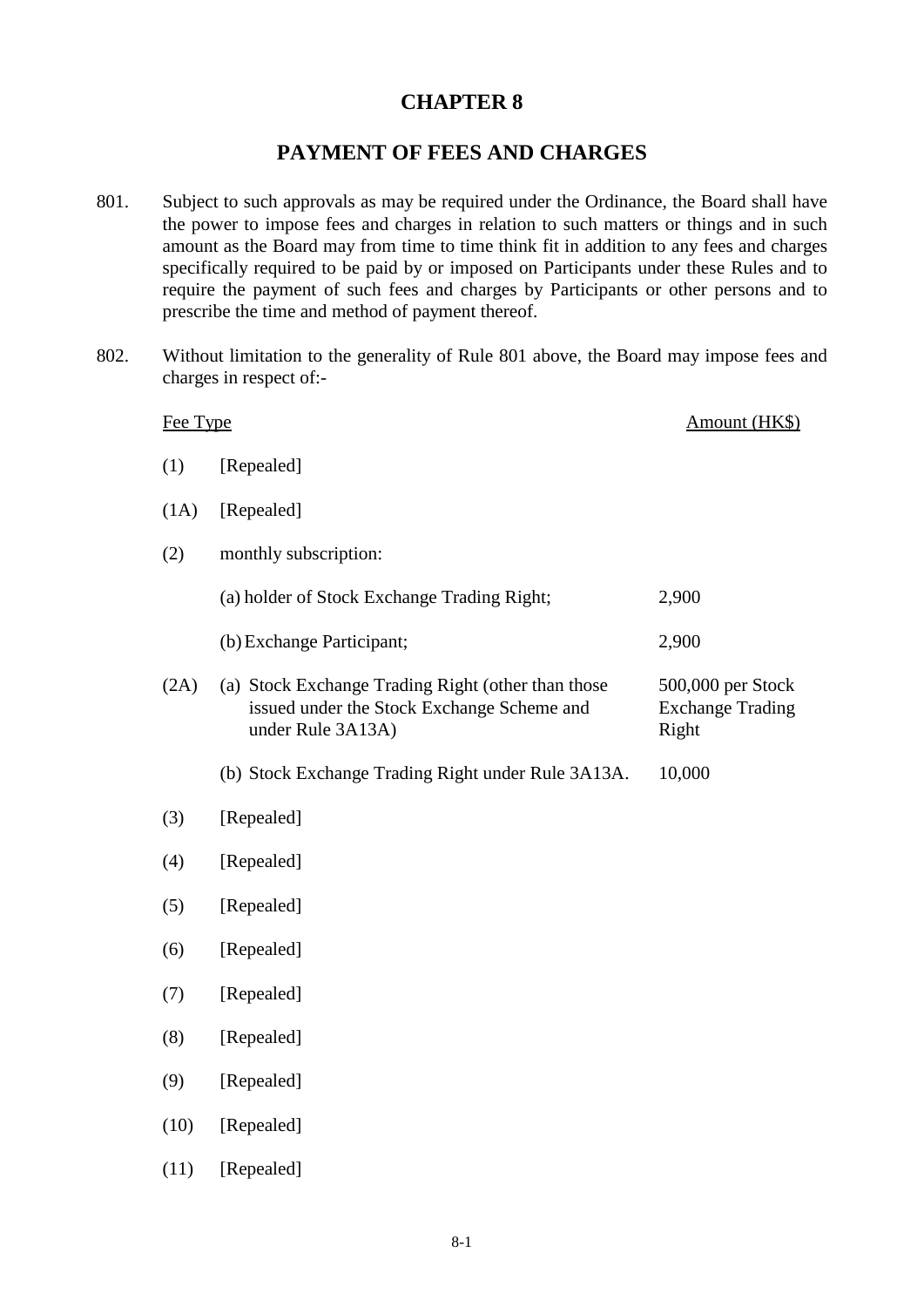# CHAPTER 8

## PAYMENT OF FEES AND CHARGES

801. Subject to such approvals as may be required under the Ordinance, the Board shall have the power to impose fees and charges in relation to such matters or things and in such amount as the Board may from time to time think fit in addition to any fees and charges specifically required to be paid by or imposed on Participants under these Rules and to require the payment of such fees and charges by Participants or other persons and to prescribe the time and method of payment thereof.

802. Without limitation to the generality of Rule 801 above, the Board may impose fees and charges in respect of:-

| | Fee Type | Amount (HK$) |
|---|---|---|
| (1) | [Repealed] | |
| (1A) | [Repealed] | |
| (2) | monthly subscription: | |
| | (a) holder of Stock Exchange Trading Right; | 2,900 |
| | (b) Exchange Participant; | 2,900 |
| (2A) | (a) Stock Exchange Trading Right (other than those issued under the Stock Exchange Scheme and under Rule 3A13A) | 500,000 per Stock Exchange Trading Right |
| | (b) Stock Exchange Trading Right under Rule 3A13A. | 10,000 |
| (3) | [Repealed] | |
| (4) | [Repealed] | |
| (5) | [Repealed] | |
| (6) | [Repealed] | |
| (7) | [Repealed] | |
| (8) | [Repealed] | |
| (9) | [Repealed] | |
| (10) | [Repealed] | |
| (11) | [Repealed] | |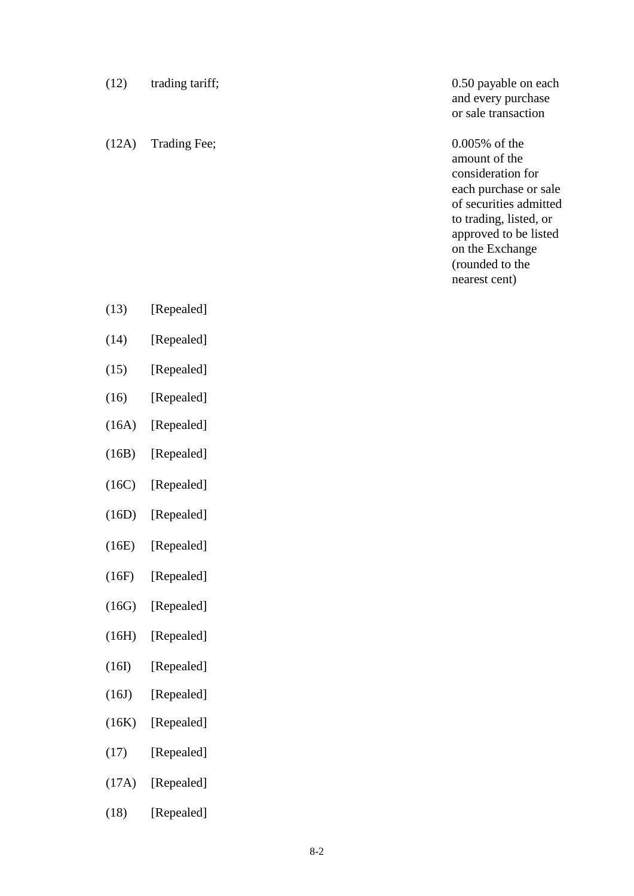| | | |
|---|---|---|
| (12) | trading tariff; | 0.50 payable on each and every purchase or sale transaction |
| (12A) | Trading Fee; | 0.005% of the amount of the consideration for each purchase or sale of securities admitted to trading, listed, or approved to be listed on the Exchange (rounded to the nearest cent) |
| (13) | [Repealed] | |
| (14) | [Repealed] | |
| (15) | [Repealed] | |
| (16) | [Repealed] | |
| (16A) | [Repealed] | |
| (16B) | [Repealed] | |
| (16C) | [Repealed] | |
| (16D) | [Repealed] | |
| (16E) | [Repealed] | |
| (16F) | [Repealed] | |
| (16G) | [Repealed] | |
| (16H) | [Repealed] | |
| (16I) | [Repealed] | |
| (16J) | [Repealed] | |
| (16K) | [Repealed] | |
| (17) | [Repealed] | |
| (17A) | [Repealed] | |
| (18) | [Repealed] | |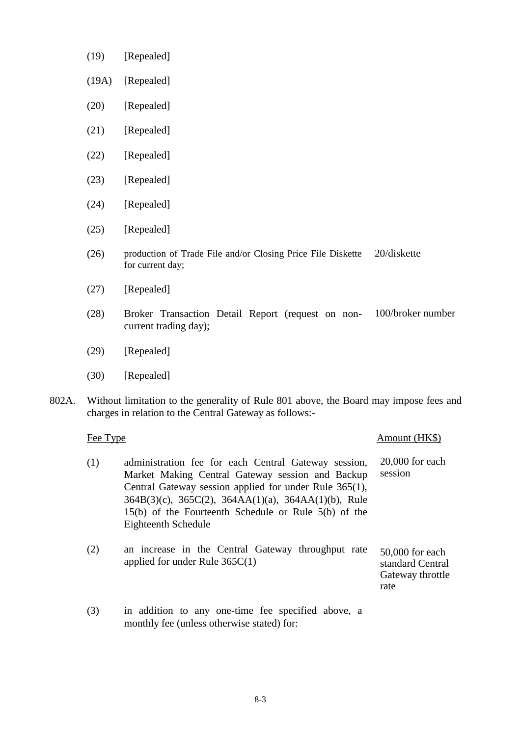| | | |
|---|---|---|
| (19) | [Repealed] | |
| (19A) | [Repealed] | |
| (20) | [Repealed] | |
| (21) | [Repealed] | |
| (22) | [Repealed] | |
| (23) | [Repealed] | |
| (24) | [Repealed] | |
| (25) | [Repealed] | |
| (26) | production of Trade File and/or Closing Price File Diskette for current day; | 20/diskette |
| (27) | [Repealed] | |
| (28) | Broker Transaction Detail Report (request on non-current trading day); | 100/broker number |
| (29) | [Repealed] | |
| (30) | [Repealed] | |

802A. Without limitation to the generality of Rule 801 above, the Board may impose fees and charges in relation to the Central Gateway as follows:-

| | Fee Type | Amount (HK$) |
|---|---|---|
| (1) | administration fee for each Central Gateway session, Market Making Central Gateway session and Backup Central Gateway session applied for under Rule 365(1), 364B(3)(c), 365C(2), 364AA(1)(a), 364AA(1)(b), Rule 15(b) of the Fourteenth Schedule or Rule 5(b) of the Eighteenth Schedule | 20,000 for each session |
| (2) | an increase in the Central Gateway throughput rate applied for under Rule 365C(1) | 50,000 for each standard Central Gateway throttle rate |
| (3) | in addition to any one-time fee specified above, a monthly fee (unless otherwise stated) for: | |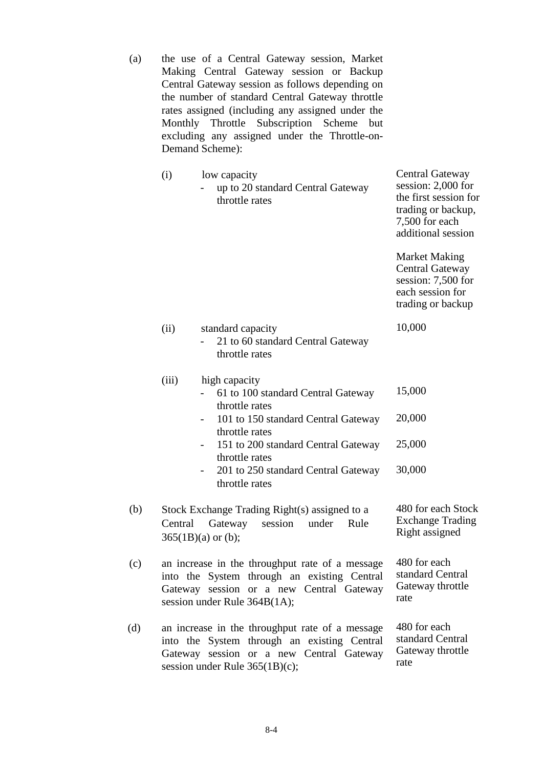| | | |
|---|---|---|
| (a) | the use of a Central Gateway session, Market Making Central Gateway session or Backup Central Gateway session as follows depending on the number of standard Central Gateway throttle rates assigned (including any assigned under the Monthly Throttle Subscription Scheme but excluding any assigned under the Throttle-on-Demand Scheme): | |
| | (i) low capacity<br>- up to 20 standard Central Gateway throttle rates | Central Gateway session: 2,000 for the first session for trading or backup, 7,500 for each additional session<br><br>Market Making Central Gateway session: 7,500 for each session for trading or backup |
| | (ii) standard capacity<br>- 21 to 60 standard Central Gateway throttle rates | 10,000 |
| | (iii) high capacity | |
| | - 61 to 100 standard Central Gateway throttle rates | 15,000 |
| | - 101 to 150 standard Central Gateway throttle rates | 20,000 |
| | - 151 to 200 standard Central Gateway throttle rates | 25,000 |
| | - 201 to 250 standard Central Gateway throttle rates | 30,000 |
| (b) | Stock Exchange Trading Right(s) assigned to a Central Gateway session under Rule 365(1B)(a) or (b); | 480 for each Stock Exchange Trading Right assigned |
| (c) | an increase in the throughput rate of a message into the System through an existing Central Gateway session or a new Central Gateway session under Rule 364B(1A); | 480 for each standard Central Gateway throttle rate |
| (d) | an increase in the throughput rate of a message into the System through an existing Central Gateway session or a new Central Gateway session under Rule 365(1B)(c); | 480 for each standard Central Gateway throttle rate |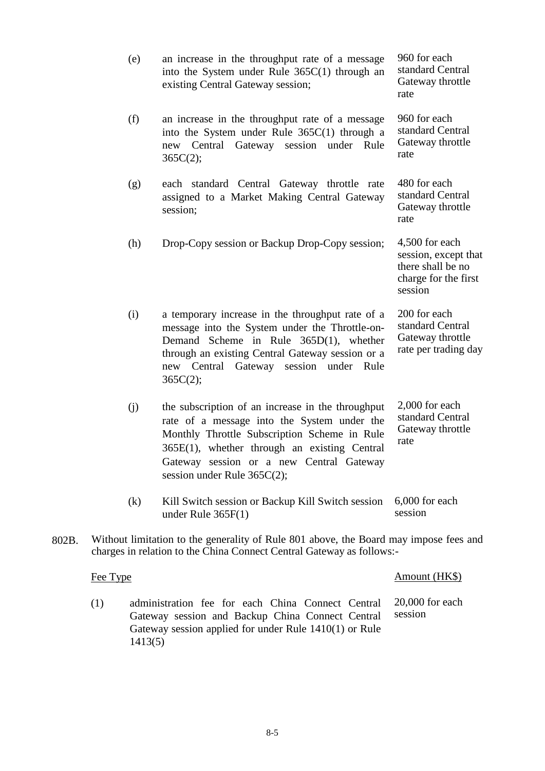| | | |
|---|---|---|
| (e) | an increase in the throughput rate of a message into the System under Rule 365C(1) through an existing Central Gateway session; | 960 for each standard Central Gateway throttle rate |
| (f) | an increase in the throughput rate of a message into the System under Rule 365C(1) through a new Central Gateway session under Rule 365C(2); | 960 for each standard Central Gateway throttle rate |
| (g) | each standard Central Gateway throttle rate assigned to a Market Making Central Gateway session; | 480 for each standard Central Gateway throttle rate |
| (h) | Drop-Copy session or Backup Drop-Copy session; | 4,500 for each session, except that there shall be no charge for the first session |
| (i) | a temporary increase in the throughput rate of a message into the System under the Throttle-on-Demand Scheme in Rule 365D(1), whether through an existing Central Gateway session or a new Central Gateway session under Rule 365C(2); | 200 for each standard Central Gateway throttle rate per trading day |
| (j) | the subscription of an increase in the throughput rate of a message into the System under the Monthly Throttle Subscription Scheme in Rule 365E(1), whether through an existing Central Gateway session or a new Central Gateway session under Rule 365C(2); | 2,000 for each standard Central Gateway throttle rate |
| (k) | Kill Switch session or Backup Kill Switch session under Rule 365F(1) | 6,000 for each session |

802B. Without limitation to the generality of Rule 801 above, the Board may impose fees and charges in relation to the China Connect Central Gateway as follows:-

| | Fee Type | Amount (HK$) |
|---|---|---|
| (1) | administration fee for each China Connect Central Gateway session and Backup China Connect Central Gateway session applied for under Rule 1410(1) or Rule 1413(5) | 20,000 for each session |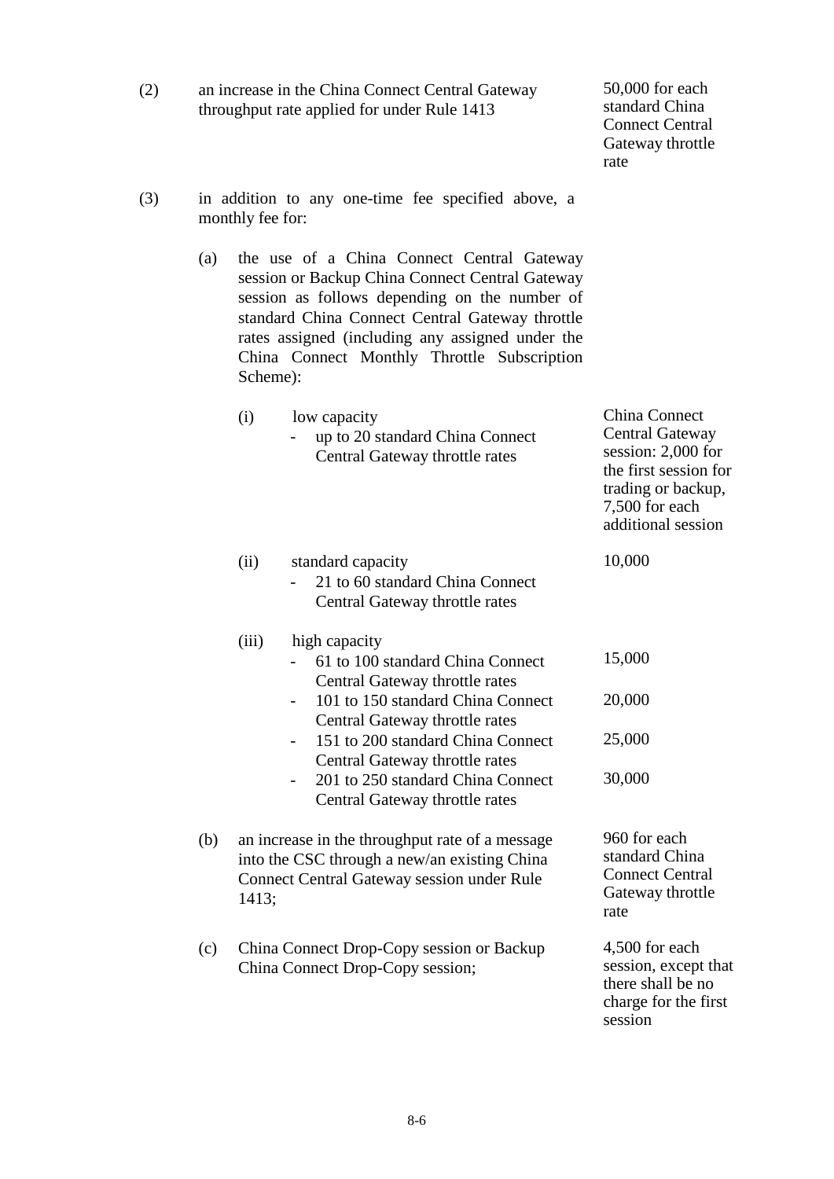| | | | |
|---|---|---|---|
| (2) | an increase in the China Connect Central Gateway throughput rate applied for under Rule 1413 | | 50,000 for each standard China Connect Central Gateway throttle rate |
| (3) | in addition to any one-time fee specified above, a monthly fee for: | | |
| | (a) | the use of a China Connect Central Gateway session or Backup China Connect Central Gateway session as follows depending on the number of standard China Connect Central Gateway throttle rates assigned (including any assigned under the China Connect Monthly Throttle Subscription Scheme): | |
| | | (i) low capacity<br>- up to 20 standard China Connect Central Gateway throttle rates | China Connect Central Gateway session: 2,000 for the first session for trading or backup, 7,500 for each additional session |
| | | (ii) standard capacity<br>- 21 to 60 standard China Connect Central Gateway throttle rates | 10,000 |
| | | (iii) high capacity | |
| | | - 61 to 100 standard China Connect Central Gateway throttle rates | 15,000 |
| | | - 101 to 150 standard China Connect Central Gateway throttle rates | 20,000 |
| | | - 151 to 200 standard China Connect Central Gateway throttle rates | 25,000 |
| | | - 201 to 250 standard China Connect Central Gateway throttle rates | 30,000 |
| | (b) | an increase in the throughput rate of a message into the CSC through a new/an existing China Connect Central Gateway session under Rule 1413; | 960 for each standard China Connect Central Gateway throttle rate |
| | (c) | China Connect Drop-Copy session or Backup China Connect Drop-Copy session; | 4,500 for each session, except that there shall be no charge for the first session |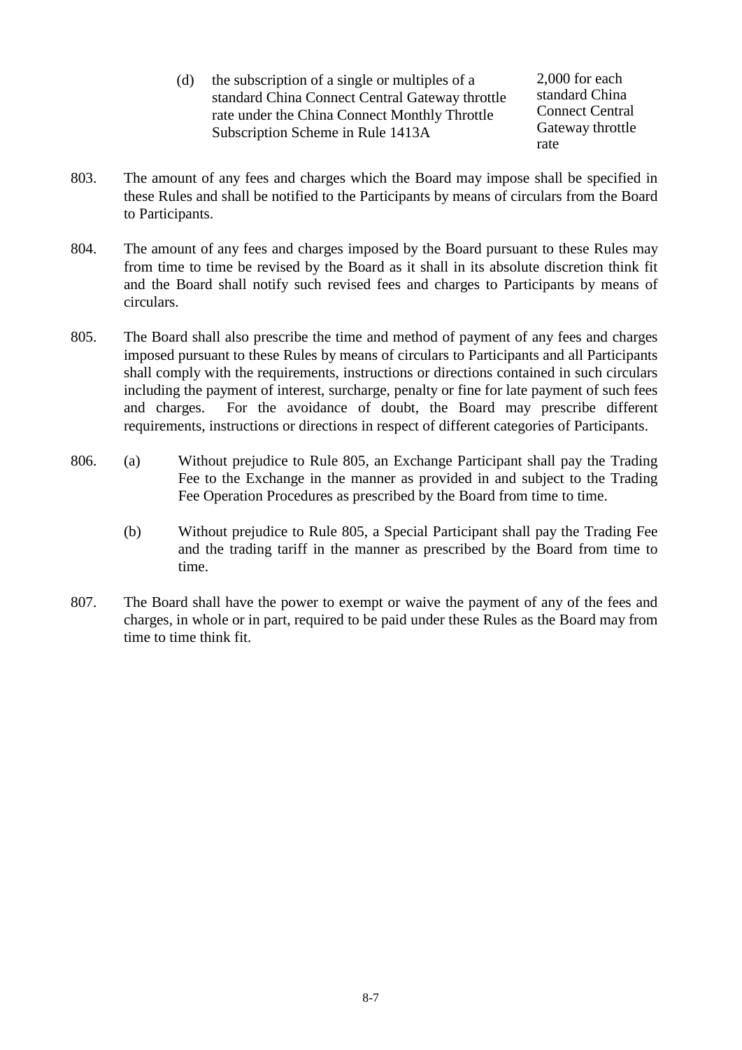| | | |
|---|---|---|
| (d) | the subscription of a single or multiples of a standard China Connect Central Gateway throttle rate under the China Connect Monthly Throttle Subscription Scheme in Rule 1413A | 2,000 for each standard China Connect Central Gateway throttle rate |

803. The amount of any fees and charges which the Board may impose shall be specified in these Rules and shall be notified to the Participants by means of circulars from the Board to Participants.

804. The amount of any fees and charges imposed by the Board pursuant to these Rules may from time to time be revised by the Board as it shall in its absolute discretion think fit and the Board shall notify such revised fees and charges to Participants by means of circulars.

805. The Board shall also prescribe the time and method of payment of any fees and charges imposed pursuant to these Rules by means of circulars to Participants and all Participants shall comply with the requirements, instructions or directions contained in such circulars including the payment of interest, surcharge, penalty or fine for late payment of such fees and charges. For the avoidance of doubt, the Board may prescribe different requirements, instructions or directions in respect of different categories of Participants.

806. (a) Without prejudice to Rule 805, an Exchange Participant shall pay the Trading Fee to the Exchange in the manner as provided in and subject to the Trading Fee Operation Procedures as prescribed by the Board from time to time.

(b) Without prejudice to Rule 805, a Special Participant shall pay the Trading Fee and the trading tariff in the manner as prescribed by the Board from time to time.

807. The Board shall have the power to exempt or waive the payment of any of the fees and charges, in whole or in part, required to be paid under these Rules as the Board may from time to time think fit.